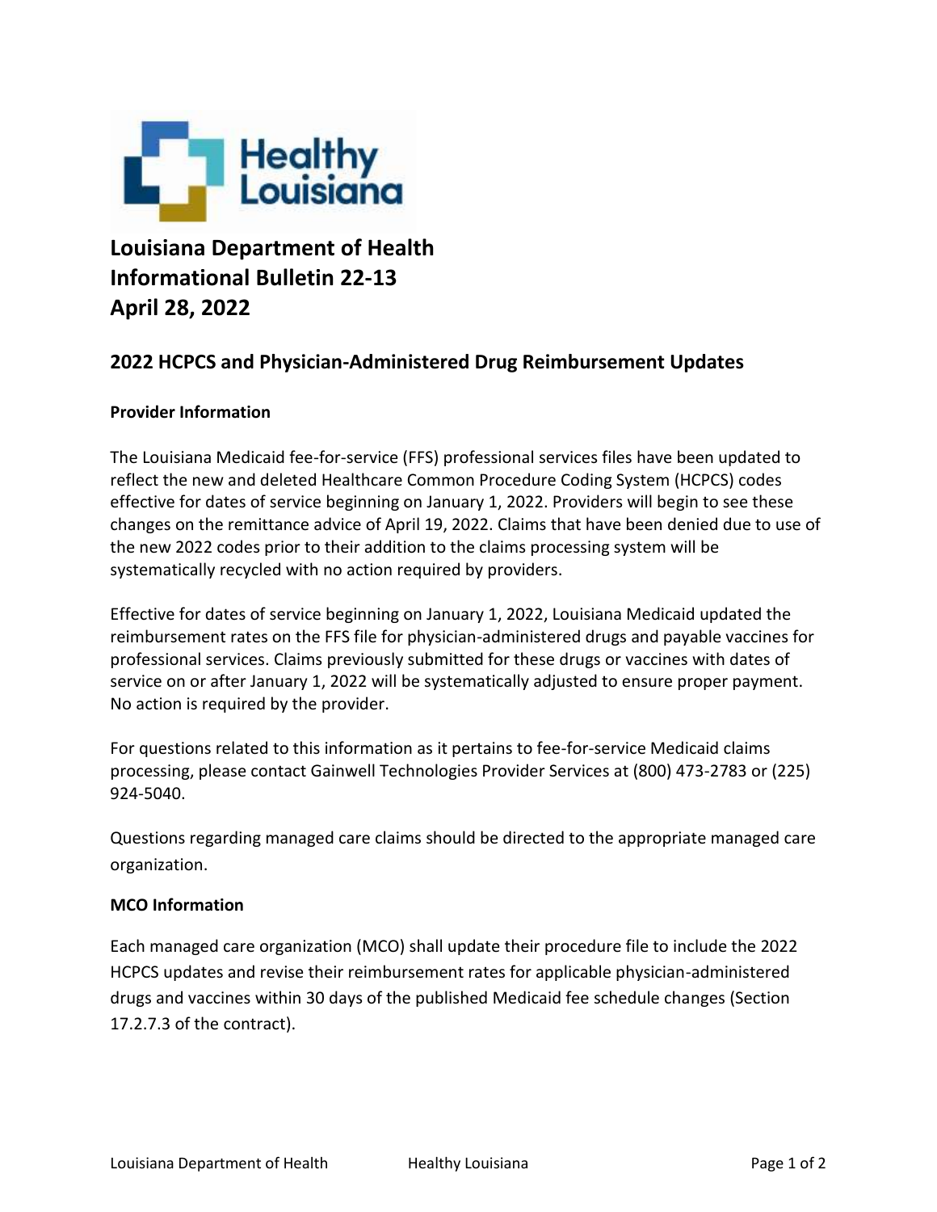# Louisiana Department of Health
# Informational Bulletin 22-13
# April 28, 2022

## 2022 HCPCS and Physician-Administered Drug Reimbursement Updates

### Provider Information

The Louisiana Medicaid fee-for-service (FFS) professional services files have been updated to reflect the new and deleted Healthcare Common Procedure Coding System (HCPCS) codes effective for dates of service beginning on January 1, 2022. Providers will begin to see these changes on the remittance advice of April 19, 2022. Claims that have been denied due to use of the new 2022 codes prior to their addition to the claims processing system will be systematically recycled with no action required by providers.

Effective for dates of service beginning on January 1, 2022, Louisiana Medicaid updated the reimbursement rates on the FFS file for physician-administered drugs and payable vaccines for professional services. Claims previously submitted for these drugs or vaccines with dates of service on or after January 1, 2022 will be systematically adjusted to ensure proper payment. No action is required by the provider.

For questions related to this information as it pertains to fee-for-service Medicaid claims processing, please contact Gainwell Technologies Provider Services at (800) 473-2783 or (225) 924-5040.

Questions regarding managed care claims should be directed to the appropriate managed care organization.

### MCO Information

Each managed care organization (MCO) shall update their procedure file to include the 2022 HCPCS updates and revise their reimbursement rates for applicable physician-administered drugs and vaccines within 30 days of the published Medicaid fee schedule changes (Section 17.2.7.3 of the contract).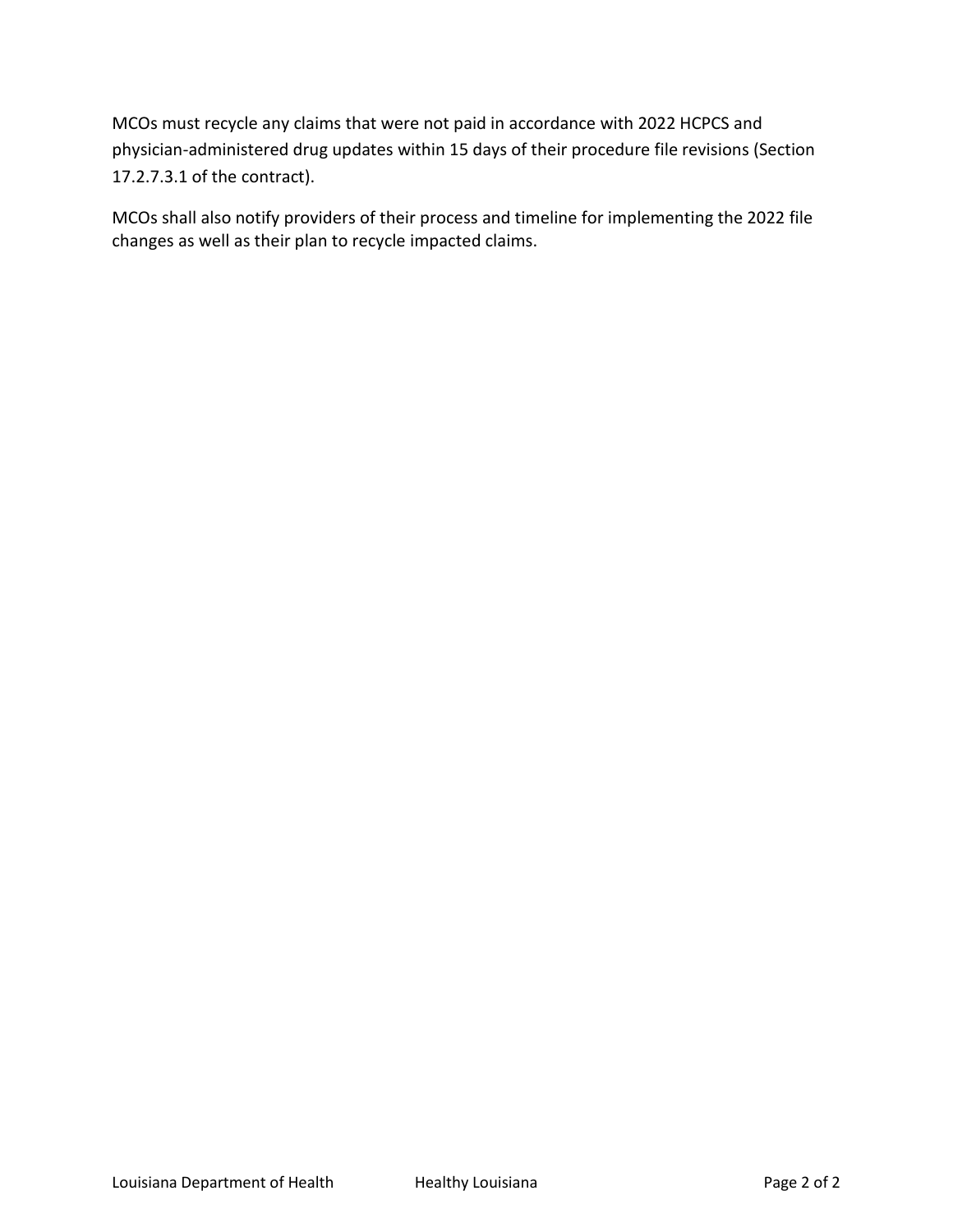MCOs must recycle any claims that were not paid in accordance with 2022 HCPCS and physician-administered drug updates within 15 days of their procedure file revisions (Section 17.2.7.3.1 of the contract).

MCOs shall also notify providers of their process and timeline for implementing the 2022 file changes as well as their plan to recycle impacted claims.